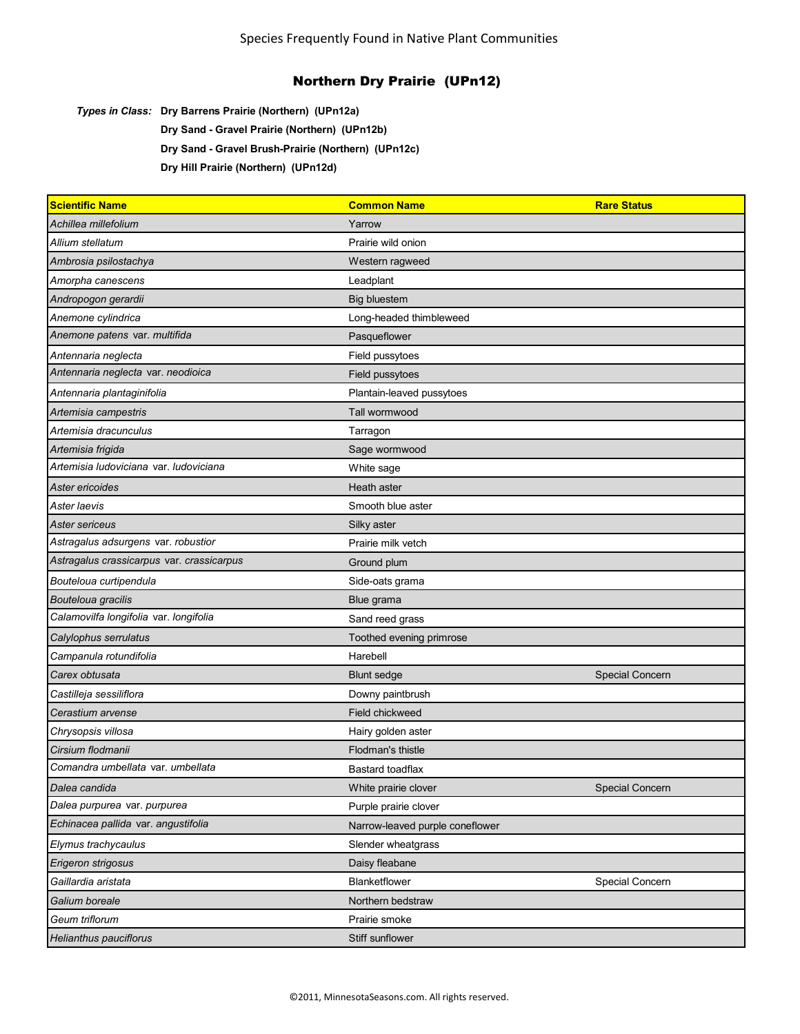Species Frequently Found in Native Plant Communities

# Northern Dry Prairie (UPn12)

***Types in Class:*** **Dry Barrens Prairie (Northern) (UPn12a)**
**Dry Sand - Gravel Prairie (Northern) (UPn12b)**
**Dry Sand - Gravel Brush-Prairie (Northern) (UPn12c)**
**Dry Hill Prairie (Northern) (UPn12d)**

| Scientific Name | Common Name | Rare Status |
|---|---|---|
| *Achillea millefolium* | Yarrow | |
| *Allium stellatum* | Prairie wild onion | |
| *Ambrosia psilostachya* | Western ragweed | |
| *Amorpha canescens* | Leadplant | |
| *Andropogon gerardii* | Big bluestem | |
| *Anemone cylindrica* | Long-headed thimbleweed | |
| *Anemone patens* var. *multifida* | Pasqueflower | |
| *Antennaria neglecta* | Field pussytoes | |
| *Antennaria neglecta* var. *neodioica* | Field pussytoes | |
| *Antennaria plantaginifolia* | Plantain-leaved pussytoes | |
| *Artemisia campestris* | Tall wormwood | |
| *Artemisia dracunculus* | Tarragon | |
| *Artemisia frigida* | Sage wormwood | |
| *Artemisia ludoviciana* var. *ludoviciana* | White sage | |
| *Aster ericoides* | Heath aster | |
| *Aster laevis* | Smooth blue aster | |
| *Aster sericeus* | Silky aster | |
| *Astragalus adsurgens* var. *robustior* | Prairie milk vetch | |
| *Astragalus crassicarpus* var. *crassicarpus* | Ground plum | |
| *Bouteloua curtipendula* | Side-oats grama | |
| *Bouteloua gracilis* | Blue grama | |
| *Calamovilfa longifolia* var. *longifolia* | Sand reed grass | |
| *Calylophus serrulatus* | Toothed evening primrose | |
| *Campanula rotundifolia* | Harebell | |
| *Carex obtusata* | Blunt sedge | Special Concern |
| *Castilleja sessiliflora* | Downy paintbrush | |
| *Cerastium arvense* | Field chickweed | |
| *Chrysopsis villosa* | Hairy golden aster | |
| *Cirsium flodmanii* | Flodman's thistle | |
| *Comandra umbellata* var. *umbellata* | Bastard toadflax | |
| *Dalea candida* | White prairie clover | Special Concern |
| *Dalea purpurea* var. *purpurea* | Purple prairie clover | |
| *Echinacea pallida* var. *angustifolia* | Narrow-leaved purple coneflower | |
| *Elymus trachycaulus* | Slender wheatgrass | |
| *Erigeron strigosus* | Daisy fleabane | |
| *Gaillardia aristata* | Blanketflower | Special Concern |
| *Galium boreale* | Northern bedstraw | |
| *Geum triflorum* | Prairie smoke | |
| *Helianthus pauciflorus* | Stiff sunflower | |

©2011, MinnesotaSeasons.com. All rights reserved.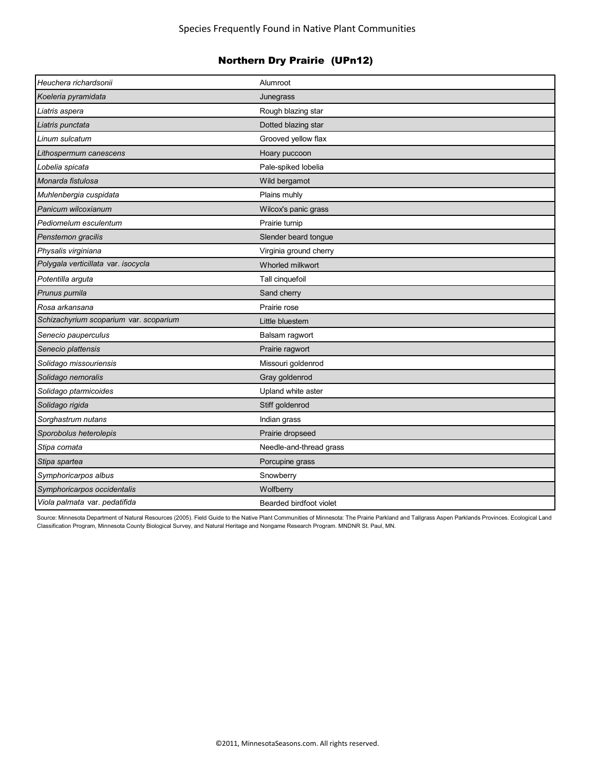Species Frequently Found in Native Plant Communities

## Northern Dry Prairie (UPn12)

| | |
|---|---|
| *Heuchera richardsonii* | Alumroot |
| *Koeleria pyramidata* | Junegrass |
| *Liatris aspera* | Rough blazing star |
| *Liatris punctata* | Dotted blazing star |
| *Linum sulcatum* | Grooved yellow flax |
| *Lithospermum canescens* | Hoary puccoon |
| *Lobelia spicata* | Pale-spiked lobelia |
| *Monarda fistulosa* | Wild bergamot |
| *Muhlenbergia cuspidata* | Plains muhly |
| *Panicum wilcoxianum* | Wilcox's panic grass |
| *Pediomelum esculentum* | Prairie turnip |
| *Penstemon gracilis* | Slender beard tongue |
| *Physalis virginiana* | Virginia ground cherry |
| *Polygala verticillata* var. *isocycla* | Whorled milkwort |
| *Potentilla arguta* | Tall cinquefoil |
| *Prunus pumila* | Sand cherry |
| *Rosa arkansana* | Prairie rose |
| *Schizachyrium scoparium* var. *scoparium* | Little bluestem |
| *Senecio pauperculus* | Balsam ragwort |
| *Senecio plattensis* | Prairie ragwort |
| *Solidago missouriensis* | Missouri goldenrod |
| *Solidago nemoralis* | Gray goldenrod |
| *Solidago ptarmicoides* | Upland white aster |
| *Solidago rigida* | Stiff goldenrod |
| *Sorghastrum nutans* | Indian grass |
| *Sporobolus heterolepis* | Prairie dropseed |
| *Stipa comata* | Needle-and-thread grass |
| *Stipa spartea* | Porcupine grass |
| *Symphoricarpos albus* | Snowberry |
| *Symphoricarpos occidentalis* | Wolfberry |
| *Viola palmata* var. *pedatifida* | Bearded birdfoot violet |

Source: Minnesota Department of Natural Resources (2005). Field Guide to the Native Plant Communities of Minnesota: The Prairie Parkland and Tallgrass Aspen Parklands Provinces. Ecological Land Classification Program, Minnesota County Biological Survey, and Natural Heritage and Nongame Research Program. MNDNR St. Paul, MN.

©2011, MinnesotaSeasons.com. All rights reserved.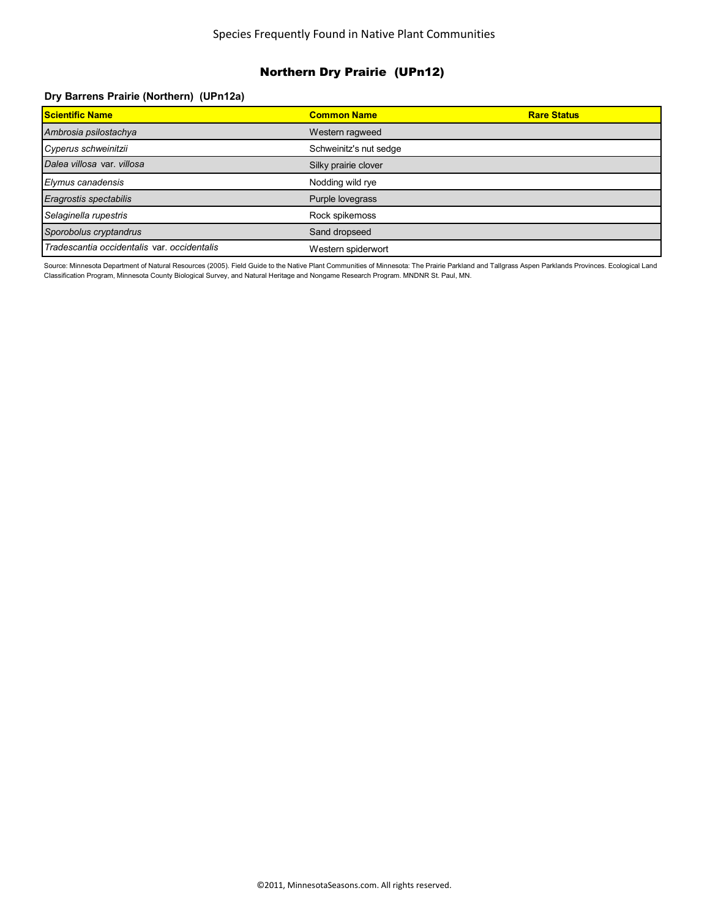Species Frequently Found in Native Plant Communities

## Northern Dry Prairie (UPn12)

### Dry Barrens Prairie (Northern) (UPn12a)

| Scientific Name | Common Name | Rare Status |
|---|---|---|
| *Ambrosia psilostachya* | Western ragweed | |
| *Cyperus schweinitzii* | Schweinitz's nut sedge | |
| *Dalea villosa* var. *villosa* | Silky prairie clover | |
| *Elymus canadensis* | Nodding wild rye | |
| *Eragrostis spectabilis* | Purple lovegrass | |
| *Selaginella rupestris* | Rock spikemoss | |
| *Sporobolus cryptandrus* | Sand dropseed | |
| *Tradescantia occidentalis* var. *occidentalis* | Western spiderwort | |

Source: Minnesota Department of Natural Resources (2005). Field Guide to the Native Plant Communities of Minnesota: The Prairie Parkland and Tallgrass Aspen Parklands Provinces. Ecological Land Classification Program, Minnesota County Biological Survey, and Natural Heritage and Nongame Research Program. MNDNR St. Paul, MN.

©2011, MinnesotaSeasons.com. All rights reserved.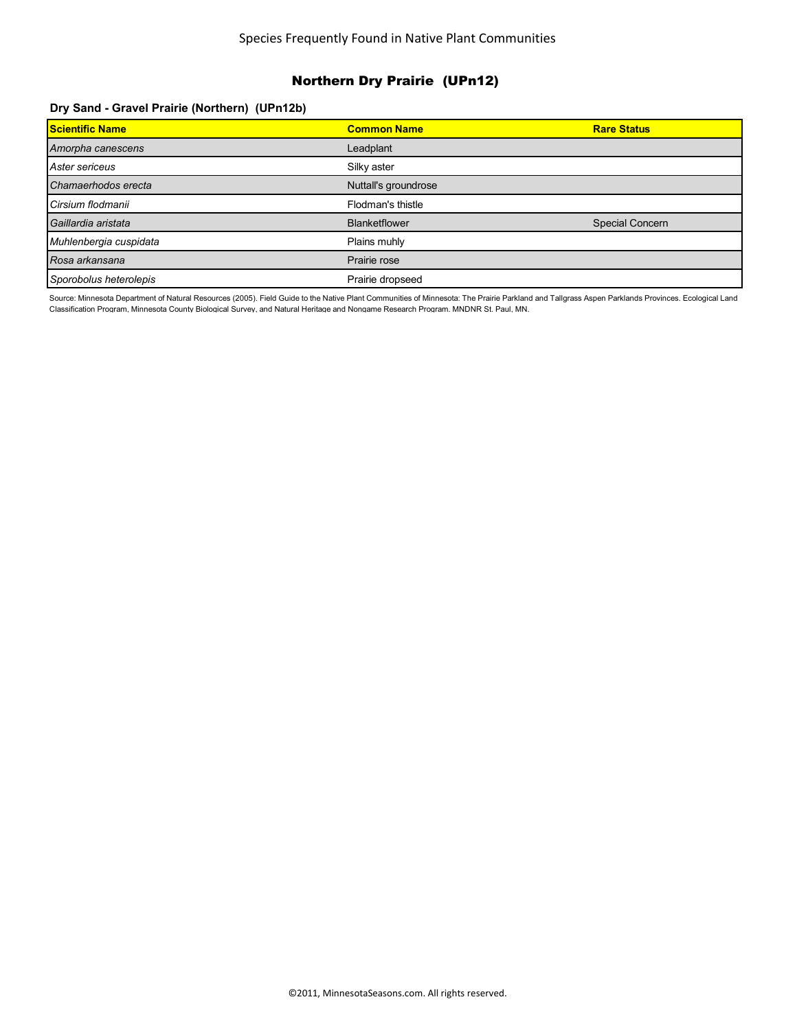## Northern Dry Prairie (UPn12)

### Dry Sand - Gravel Prairie (Northern) (UPn12b)

| Scientific Name | Common Name | Rare Status |
|---|---|---|
| *Amorpha canescens* | Leadplant | |
| *Aster sericeus* | Silky aster | |
| *Chamaerhodos erecta* | Nuttall's groundrose | |
| *Cirsium flodmanii* | Flodman's thistle | |
| *Gaillardia aristata* | Blanketflower | Special Concern |
| *Muhlenbergia cuspidata* | Plains muhly | |
| *Rosa arkansana* | Prairie rose | |
| *Sporobolus heterolepis* | Prairie dropseed | |

Source: Minnesota Department of Natural Resources (2005). Field Guide to the Native Plant Communities of Minnesota: The Prairie Parkland and Tallgrass Aspen Parklands Provinces. Ecological Land Classification Program, Minnesota County Biological Survey, and Natural Heritage and Nongame Research Program. MNDNR St. Paul, MN.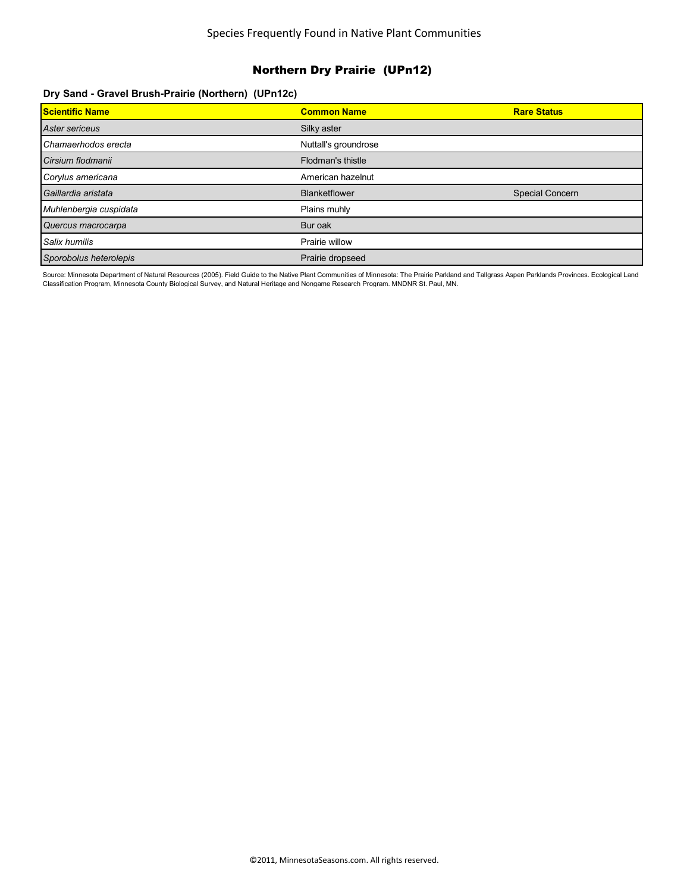Species Frequently Found in Native Plant Communities

# Northern Dry Prairie (UPn12)

### Dry Sand - Gravel Brush-Prairie (Northern) (UPn12c)

| Scientific Name | Common Name | Rare Status |
|---|---|---|
| *Aster sericeus* | Silky aster | |
| *Chamaerhodos erecta* | Nuttall's groundrose | |
| *Cirsium flodmanii* | Flodman's thistle | |
| *Corylus americana* | American hazelnut | |
| *Gaillardia aristata* | Blanketflower | Special Concern |
| *Muhlenbergia cuspidata* | Plains muhly | |
| *Quercus macrocarpa* | Bur oak | |
| *Salix humilis* | Prairie willow | |
| *Sporobolus heterolepis* | Prairie dropseed | |

Source: Minnesota Department of Natural Resources (2005). Field Guide to the Native Plant Communities of Minnesota: The Prairie Parkland and Tallgrass Aspen Parklands Provinces. Ecological Land Classification Program, Minnesota County Biological Survey, and Natural Heritage and Nongame Research Program. MNDNR St. Paul, MN.

©2011, MinnesotaSeasons.com. All rights reserved.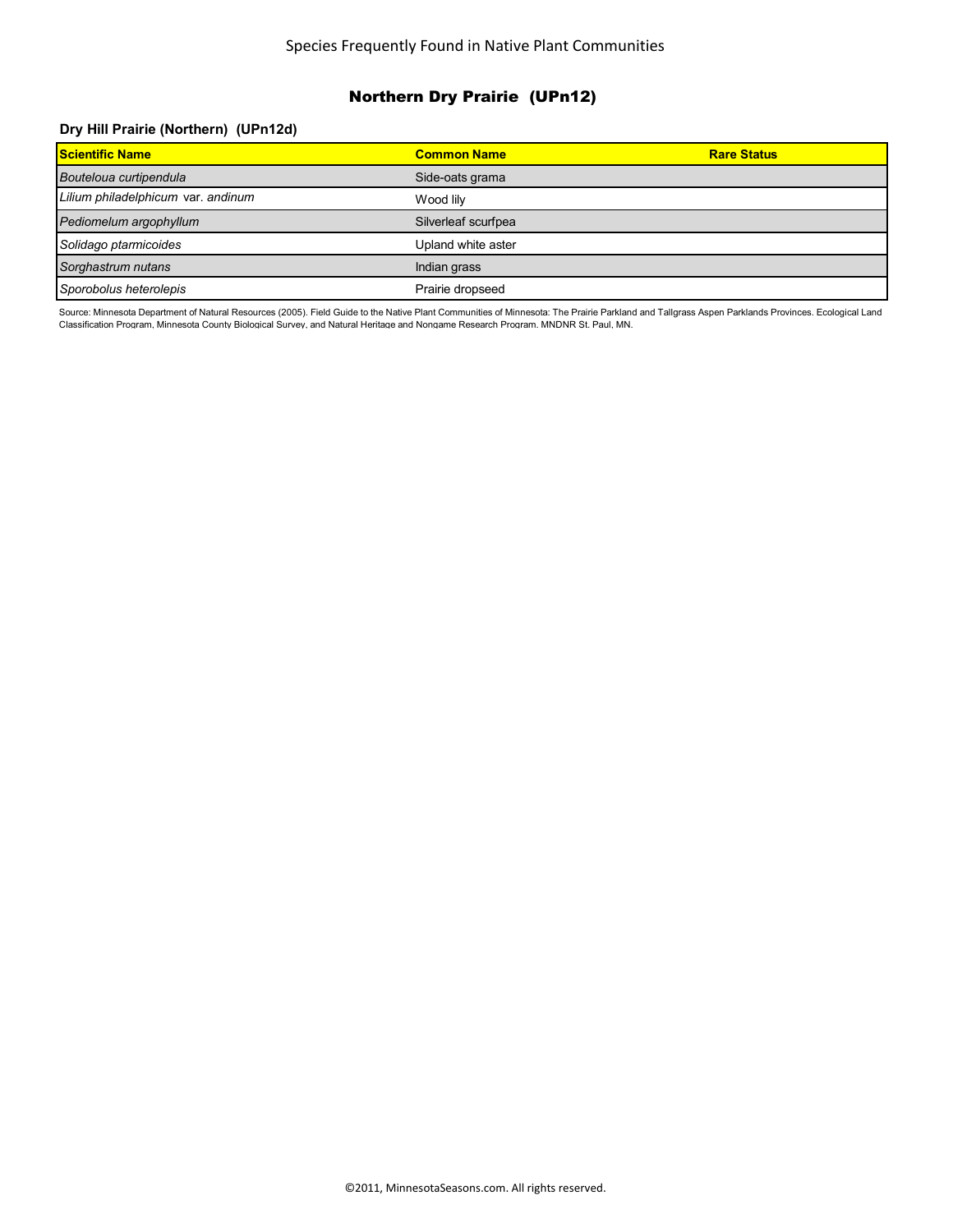Species Frequently Found in Native Plant Communities

# Northern Dry Prairie (UPn12)

### Dry Hill Prairie (Northern) (UPn12d)

| Scientific Name | Common Name | Rare Status |
|---|---|---|
| *Bouteloua curtipendula* | Side-oats grama | |
| *Lilium philadelphicum* var. *andinum* | Wood lily | |
| *Pediomelum argophyllum* | Silverleaf scurfpea | |
| *Solidago ptarmicoides* | Upland white aster | |
| *Sorghastrum nutans* | Indian grass | |
| *Sporobolus heterolepis* | Prairie dropseed | |

Source: Minnesota Department of Natural Resources (2005). Field Guide to the Native Plant Communities of Minnesota: The Prairie Parkland and Tallgrass Aspen Parklands Provinces. Ecological Land Classification Program, Minnesota County Biological Survey, and Natural Heritage and Nongame Research Program. MNDNR St. Paul, MN.

©2011, MinnesotaSeasons.com. All rights reserved.